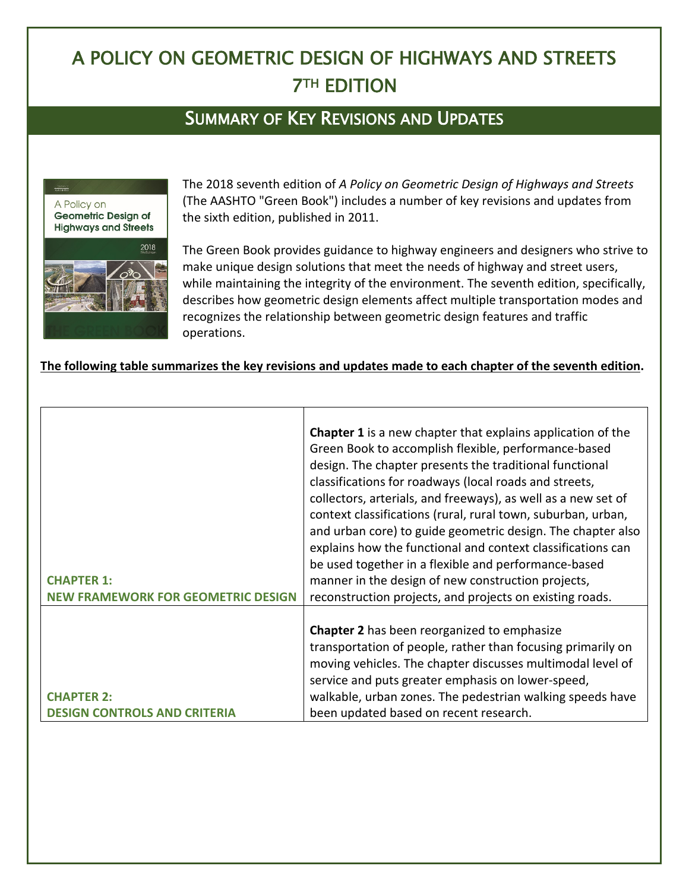# A POLICY ON GEOMETRIC DESIGN OF HIGHWAYS AND STREETS 7TH EDITION

## SUMMARY OF KEY REVISIONS AND UPDATES

The 2018 seventh edition of *A Policy on Geometric Design of Highways and Streets* (The AASHTO "Green Book") includes a number of key revisions and updates from the sixth edition, published in 2011.

The Green Book provides guidance to highway engineers and designers who strive to make unique design solutions that meet the needs of highway and street users, while maintaining the integrity of the environment. The seventh edition, specifically, describes how geometric design elements affect multiple transportation modes and recognizes the relationship between geometric design features and traffic operations.

**The following table summarizes the key revisions and updates made to each chapter of the seventh edition.**

| | |
|---|---|
| **CHAPTER 1: NEW FRAMEWORK FOR GEOMETRIC DESIGN** | **Chapter 1** is a new chapter that explains application of the Green Book to accomplish flexible, performance-based design. The chapter presents the traditional functional classifications for roadways (local roads and streets, collectors, arterials, and freeways), as well as a new set of context classifications (rural, rural town, suburban, urban, and urban core) to guide geometric design. The chapter also explains how the functional and context classifications can be used together in a flexible and performance-based manner in the design of new construction projects, reconstruction projects, and projects on existing roads. |
| **CHAPTER 2: DESIGN CONTROLS AND CRITERIA** | **Chapter 2** has been reorganized to emphasize transportation of people, rather than focusing primarily on moving vehicles. The chapter discusses multimodal level of service and puts greater emphasis on lower-speed, walkable, urban zones. The pedestrian walking speeds have been updated based on recent research. |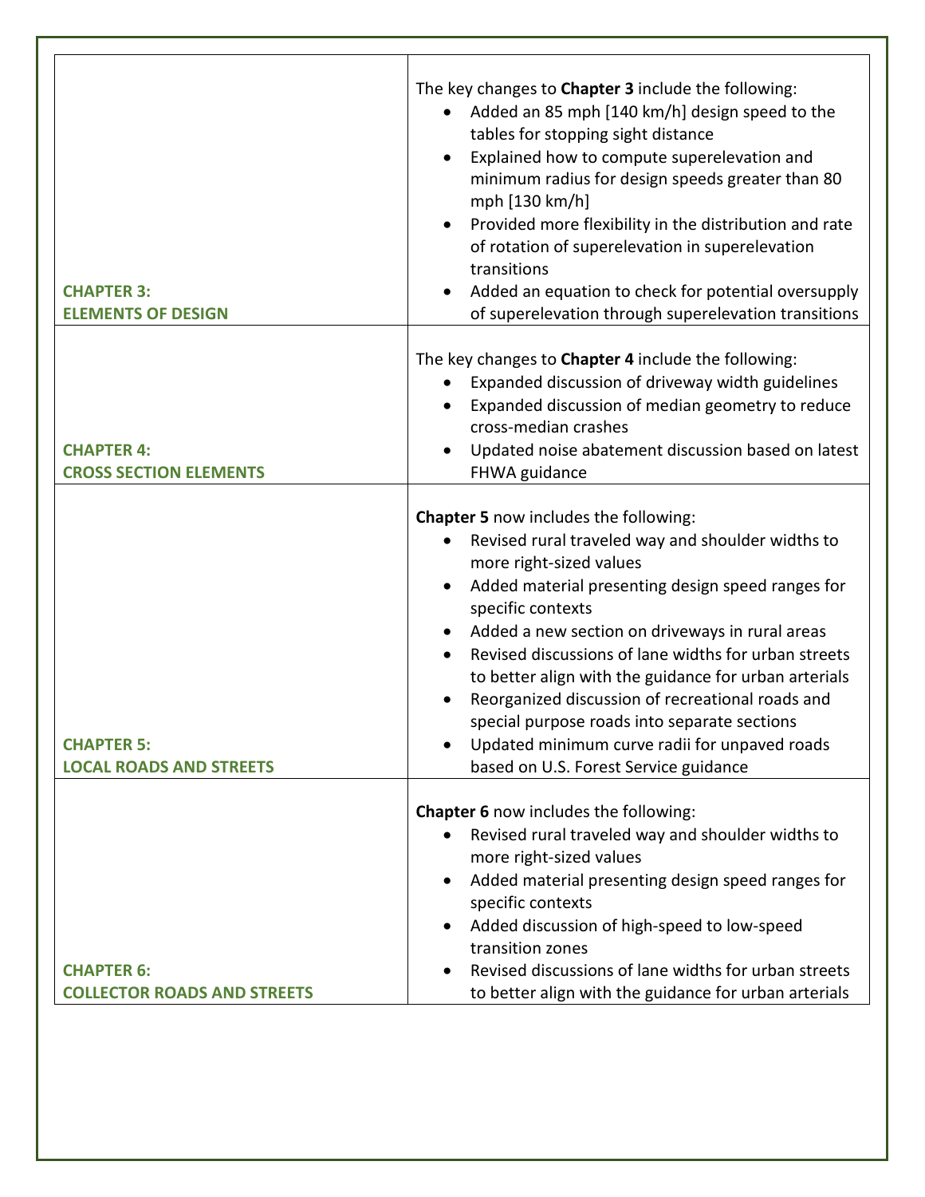| | |
|---|---|
| **CHAPTER 3: ELEMENTS OF DESIGN** | The key changes to **Chapter 3** include the following:<br>• Added an 85 mph [140 km/h] design speed to the tables for stopping sight distance<br>• Explained how to compute superelevation and minimum radius for design speeds greater than 80 mph [130 km/h]<br>• Provided more flexibility in the distribution and rate of rotation of superelevation in superelevation transitions<br>• Added an equation to check for potential oversupply of superelevation through superelevation transitions |
| **CHAPTER 4: CROSS SECTION ELEMENTS** | The key changes to **Chapter 4** include the following:<br>• Expanded discussion of driveway width guidelines<br>• Expanded discussion of median geometry to reduce cross-median crashes<br>• Updated noise abatement discussion based on latest FHWA guidance |
| **CHAPTER 5: LOCAL ROADS AND STREETS** | **Chapter 5** now includes the following:<br>• Revised rural traveled way and shoulder widths to more right-sized values<br>• Added material presenting design speed ranges for specific contexts<br>• Added a new section on driveways in rural areas<br>• Revised discussions of lane widths for urban streets to better align with the guidance for urban arterials<br>• Reorganized discussion of recreational roads and special purpose roads into separate sections<br>• Updated minimum curve radii for unpaved roads based on U.S. Forest Service guidance |
| **CHAPTER 6: COLLECTOR ROADS AND STREETS** | **Chapter 6** now includes the following:<br>• Revised rural traveled way and shoulder widths to more right-sized values<br>• Added material presenting design speed ranges for specific contexts<br>• Added discussion of high-speed to low-speed transition zones<br>• Revised discussions of lane widths for urban streets to better align with the guidance for urban arterials |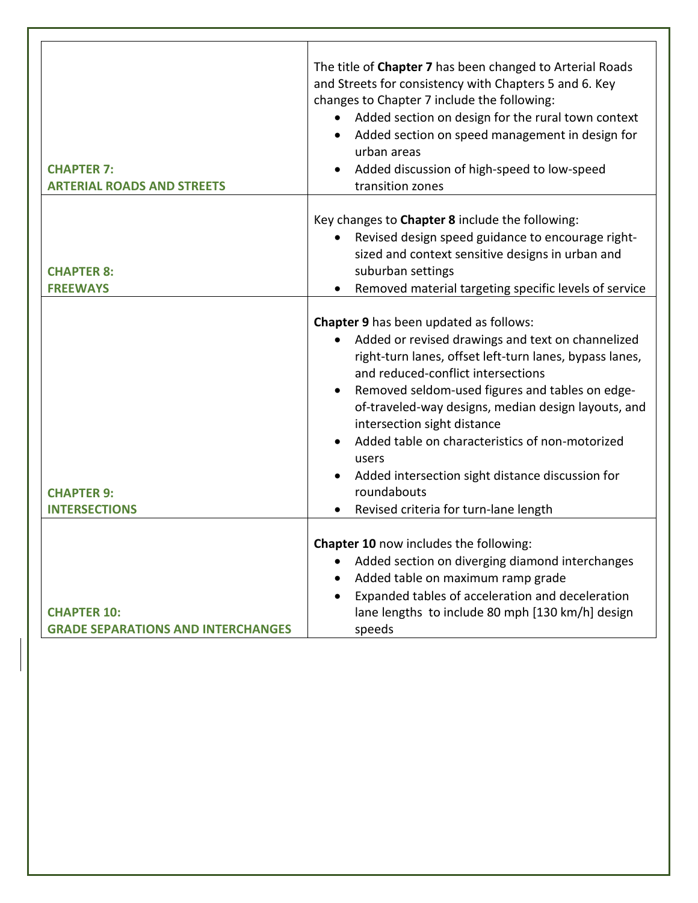| | |
|---|---|
| **CHAPTER 7: ARTERIAL ROADS AND STREETS** | The title of **Chapter 7** has been changed to Arterial Roads and Streets for consistency with Chapters 5 and 6. Key changes to Chapter 7 include the following:<br>• Added section on design for the rural town context<br>• Added section on speed management in design for urban areas<br>• Added discussion of high-speed to low-speed transition zones |
| **CHAPTER 8: FREEWAYS** | Key changes to **Chapter 8** include the following:<br>• Revised design speed guidance to encourage right-sized and context sensitive designs in urban and suburban settings<br>• Removed material targeting specific levels of service |
| **CHAPTER 9: INTERSECTIONS** | **Chapter 9** has been updated as follows:<br>• Added or revised drawings and text on channelized right-turn lanes, offset left-turn lanes, bypass lanes, and reduced-conflict intersections<br>• Removed seldom-used figures and tables on edge-of-traveled-way designs, median design layouts, and intersection sight distance<br>• Added table on characteristics of non-motorized users<br>• Added intersection sight distance discussion for roundabouts<br>• Revised criteria for turn-lane length |
| **CHAPTER 10: GRADE SEPARATIONS AND INTERCHANGES** | **Chapter 10** now includes the following:<br>• Added section on diverging diamond interchanges<br>• Added table on maximum ramp grade<br>• Expanded tables of acceleration and deceleration lane lengths to include 80 mph [130 km/h] design speeds |